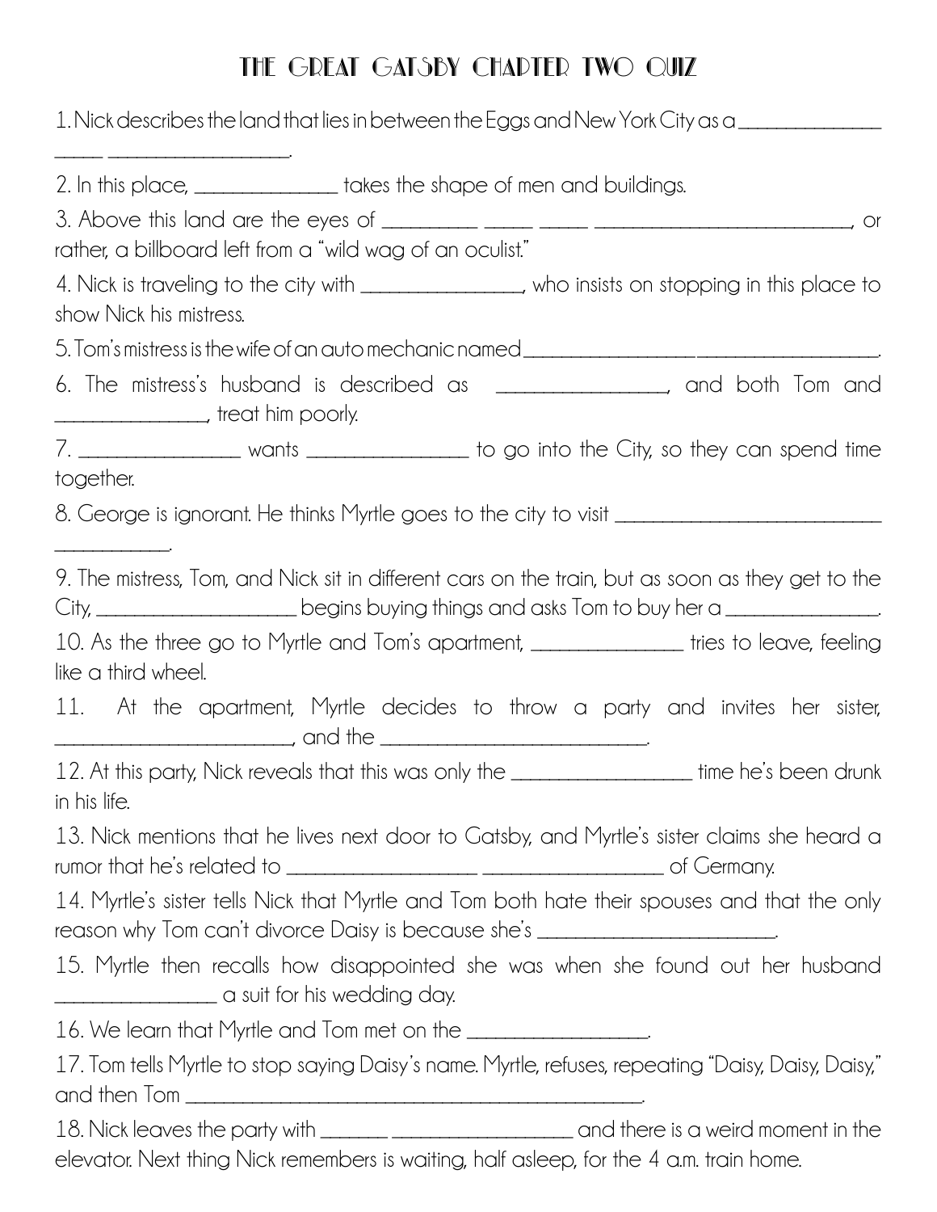# THE GREAT GATSBY CHAPTER TWO QUIZ

1. Nick describes the land that lies in between the Eggs and New York City as a _______________ _____ ____________________.

2. In this place, _______________ takes the shape of men and buildings.

3. Above this land are the eyes of __________ _____ _____ ____________________________, or rather, a billboard left from a "wild wag of an oculist."

4. Nick is traveling to the city with _________________, who insists on stopping in this place to show Nick his mistress.

5. Tom's mistress is the wife of an auto mechanic named___________________ ____________________.

6. The mistress's husband is described as _________________, and both Tom and ________________, treat him poorly.

7. _________________ wants _________________ to go into the City, so they can spend time together.

8. George is ignorant. He thinks Myrtle goes to the city to visit _____________________________ ____________.

9. The mistress, Tom, and Nick sit in different cars on the train, but as soon as they get to the City, ____________________ begins buying things and asks Tom to buy her a ________________.

10. As the three go to Myrtle and Tom's apartment, ________________ tries to leave, feeling like a third wheel.

11. At the apartment, Myrtle decides to throw a party and invites her sister, _________________________, and the ____________________________.

12. At this party, Nick reveals that this was only the ___________________ time he's been drunk in his life.

13. Nick mentions that he lives next door to Gatsby, and Myrtle's sister claims she heard a rumor that he's related to ____________________ ___________________ of Germany.

14. Myrtle's sister tells Nick that Myrtle and Tom both hate their spouses and that the only reason why Tom can't divorce Daisy is because she's ________________________.

15. Myrtle then recalls how disappointed she was when she found out her husband _________________ a suit for his wedding day.

16. We learn that Myrtle and Tom met on the ___________________.

17. Tom tells Myrtle to stop saying Daisy's name. Myrtle, refuses, repeating "Daisy, Daisy, Daisy," and then Tom ___________________________________________________.

18. Nick leaves the party with _______ ___________________ and there is a weird moment in the elevator. Next thing Nick remembers is waiting, half asleep, for the 4 a.m. train home.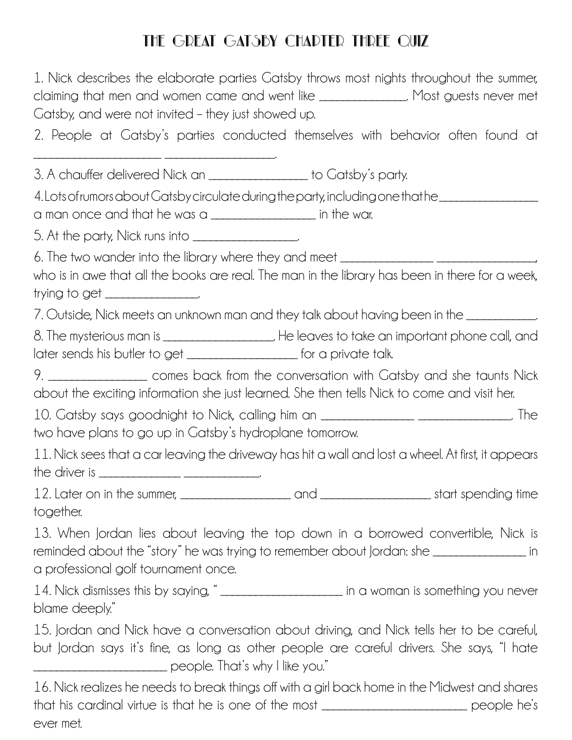# THE GREAT GATSBY CHAPTER THREE QUIZ

1. Nick describes the elaborate parties Gatsby throws most nights throughout the summer, claiming that men and women came and went like ________________. Most guests never met Gatsby, and were not invited – they just showed up.

2. People at Gatsby's parties conducted themselves with behavior often found at ________________________ ____________________.

3. A chauffer delivered Nick an __________________ to Gatsby's party.

4. Lots of rumors about Gatsby circulate during the party, including one that he __________________ a man once and that he was a ___________________ in the war.

5. At the party, Nick runs into ___________________.

6. The two wander into the library where they and meet __________________ ___________________, who is in awe that all the books are real. The man in the library has been in there for a week, trying to get _________________.

7. Outside, Nick meets an unknown man and they talk about having been in the _____________.

8. The mysterious man is ____________________. He leaves to take an important phone call, and later sends his butler to get ____________________ for a private talk.

9. __________________ comes back from the conversation with Gatsby and she taunts Nick about the exciting information she just learned. She then tells Nick to come and visit her.

10. Gatsby says goodnight to Nick, calling him an __________________ __________________. The two have plans to go up in Gatsby's hydroplane tomorrow.

11. Nick sees that a car leaving the driveway has hit a wall and lost a wheel. At first, it appears the driver is ________________ ______________.

12. Later on in the summer, ____________________ and ____________________ start spending time together.

13. When Jordan lies about leaving the top down in a borrowed convertible, Nick is reminded about the "story" he was trying to remember about Jordan: she _________________ in a professional golf tournament once.

14. Nick dismisses this by saying, " ______________________ in a woman is something you never blame deeply."

15. Jordan and Nick have a conversation about driving, and Nick tells her to be careful, but Jordan says it's fine, as long as other people are careful drivers. She says, "I hate ________________________ people. That's why I like you."

16. Nick realizes he needs to break things off with a girl back home in the Midwest and shares that his cardinal virtue is that he is one of the most __________________________ people he's ever met.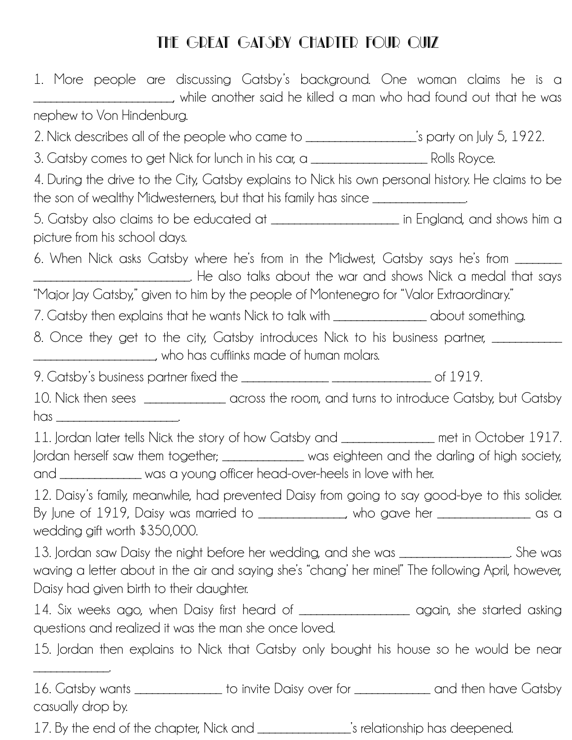# THE GREAT GATSBY CHAPTER FOUR QUIZ

1. More people are discussing Gatsby's background. One woman claims he is a ______________________, while another said he killed a man who had found out that he was nephew to Von Hindenburg.

2. Nick describes all of the people who came to __________________'s party on July 5, 1922.

3. Gatsby comes to get Nick for lunch in his car, a ___________________ Rolls Royce.

4. During the drive to the City, Gatsby explains to Nick his own personal history. He claims to be the son of wealthy Midwesterners, but that his family has since _______________.

5. Gatsby also claims to be educated at _____________________ in England, and shows him a picture from his school days.

6. When Nick asks Gatsby where he's from in the Midwest, Gatsby says he's from ________ __________________________. He also talks about the war and shows Nick a medal that says "Major Jay Gatsby," given to him by the people of Montenegro for "Valor Extraordinary."

7. Gatsby then explains that he wants Nick to talk with _______________ about something.

8. Once they get to the city, Gatsby introduces Nick to his business partner, ___________ ___________________, who has cufflinks made of human molars.

9. Gatsby's business partner fixed the ______________ ________________ of 1919.

10. Nick then sees _____________ across the room, and turns to introduce Gatsby, but Gatsby has ___________________.

11. Jordan later tells Nick the story of how Gatsby and _______________ met in October 1917. Jordan herself saw them together; _____________ was eighteen and the darling of high society, and _____________ was a young officer head-over-heels in love with her.

12. Daisy's family, meanwhile, had prevented Daisy from going to say good-bye to this solider. By June of 1919, Daisy was married to ______________, who gave her _______________ as a wedding gift worth $350,000.

13. Jordan saw Daisy the night before her wedding, and she was _________________. She was waving a letter about in the air and saying she's "chang' her mine!" The following April, however, Daisy had given birth to their daughter.

14. Six weeks ago, when Daisy first heard of _________________ again, she started asking questions and realized it was the man she once loved.

15. Jordan then explains to Nick that Gatsby only bought his house so he would be near ____________.

16. Gatsby wants ______________ to invite Daisy over for ____________ and then have Gatsby casually drop by.

17. By the end of the chapter, Nick and _______________'s relationship has deepened.